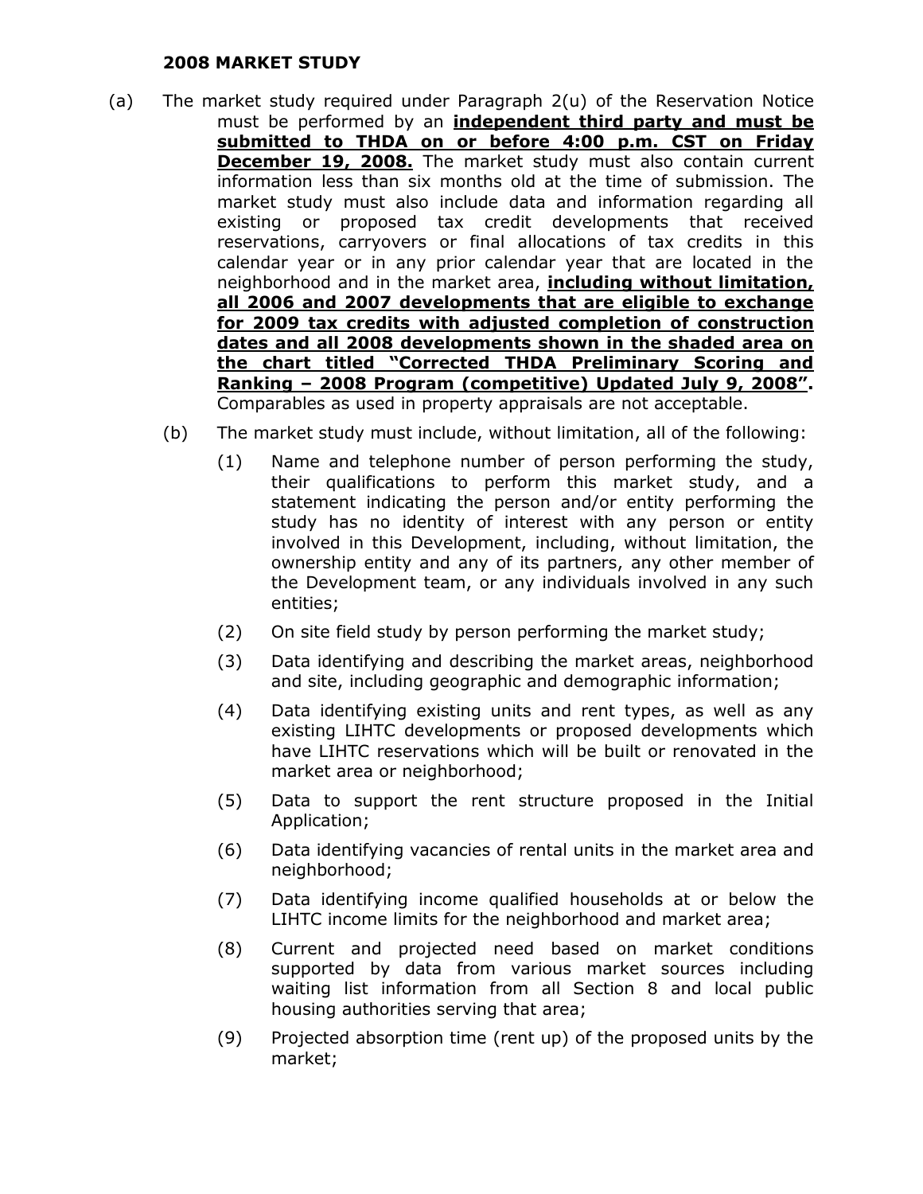# 2008 MARKET STUDY

(a) The market study required under Paragraph 2(u) of the Reservation Notice must be performed by an **<u>independent third party and must be submitted to THDA on or before 4:00 p.m. CST on Friday December 19, 2008.</u>** The market study must also contain current information less than six months old at the time of submission. The market study must also include data and information regarding all existing or proposed tax credit developments that received reservations, carryovers or final allocations of tax credits in this calendar year or in any prior calendar year that are located in the neighborhood and in the market area, **<u>including without limitation, all 2006 and 2007 developments that are eligible to exchange for 2009 tax credits with adjusted completion of construction dates and all 2008 developments shown in the shaded area on the chart titled "Corrected THDA Preliminary Scoring and Ranking – 2008 Program (competitive) Updated July 9, 2008"</u>.** Comparables as used in property appraisals are not acceptable.

(b) The market study must include, without limitation, all of the following:

(1) Name and telephone number of person performing the study, their qualifications to perform this market study, and a statement indicating the person and/or entity performing the study has no identity of interest with any person or entity involved in this Development, including, without limitation, the ownership entity and any of its partners, any other member of the Development team, or any individuals involved in any such entities;

(2) On site field study by person performing the market study;

(3) Data identifying and describing the market areas, neighborhood and site, including geographic and demographic information;

(4) Data identifying existing units and rent types, as well as any existing LIHTC developments or proposed developments which have LIHTC reservations which will be built or renovated in the market area or neighborhood;

(5) Data to support the rent structure proposed in the Initial Application;

(6) Data identifying vacancies of rental units in the market area and neighborhood;

(7) Data identifying income qualified households at or below the LIHTC income limits for the neighborhood and market area;

(8) Current and projected need based on market conditions supported by data from various market sources including waiting list information from all Section 8 and local public housing authorities serving that area;

(9) Projected absorption time (rent up) of the proposed units by the market;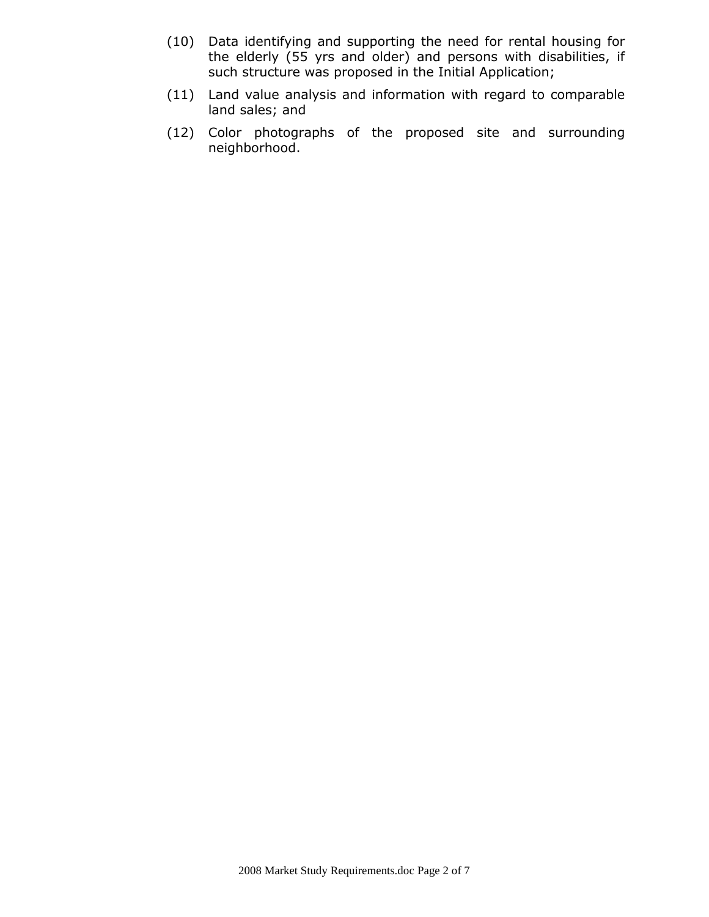(10) Data identifying and supporting the need for rental housing for the elderly (55 yrs and older) and persons with disabilities, if such structure was proposed in the Initial Application;

(11) Land value analysis and information with regard to comparable land sales; and

(12) Color photographs of the proposed site and surrounding neighborhood.